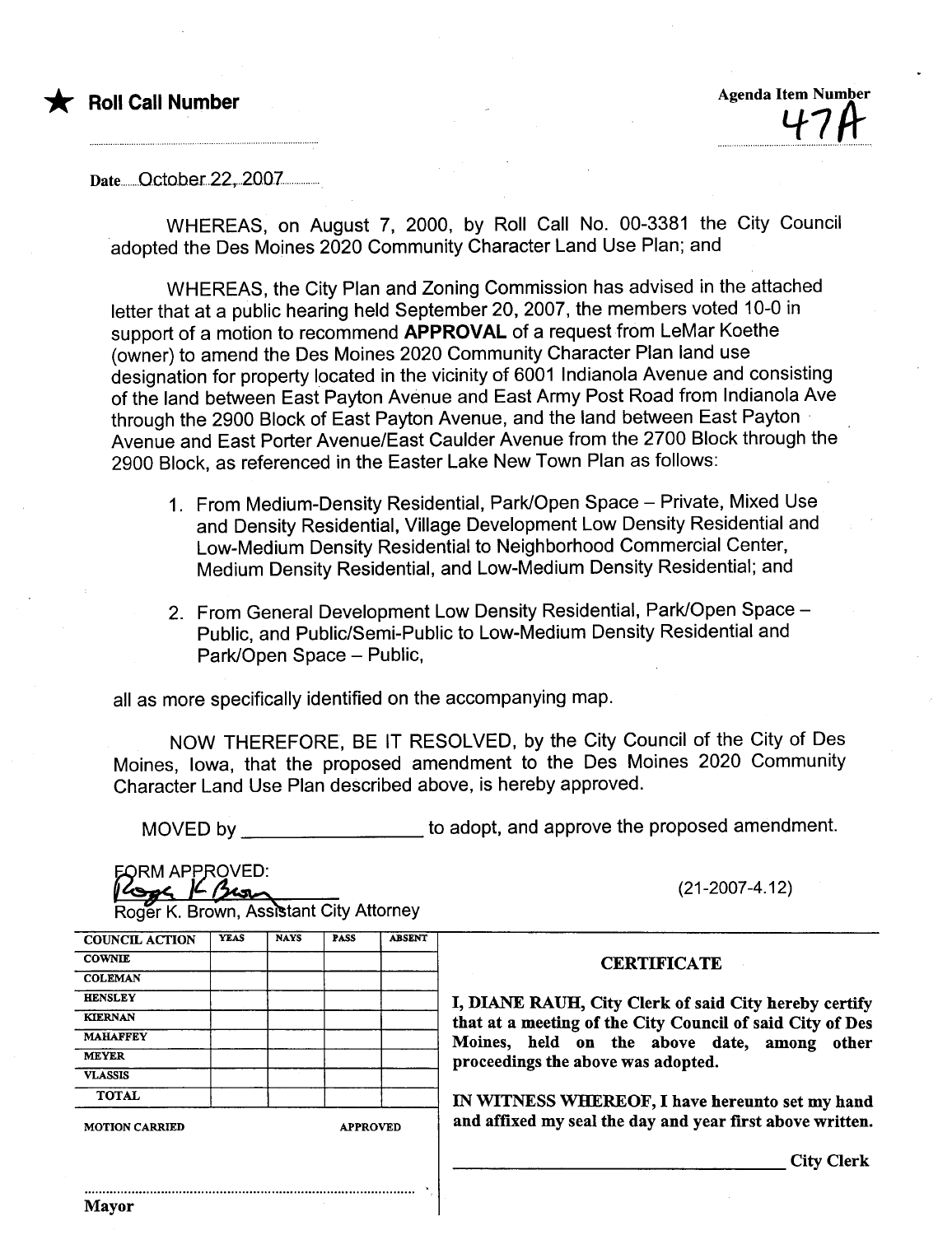★ **Roll Call Number**

Agenda Item Number

47A

Date October 22, 2007

WHEREAS, on August 7, 2000, by Roll Call No. 00-3381 the City Council adopted the Des Moines 2020 Community Character Land Use Plan; and

WHEREAS, the City Plan and Zoning Commission has advised in the attached letter that at a public hearing held September 20, 2007, the members voted 10-0 in support of a motion to recommend **APPROVAL** of a request from LeMar Koethe (owner) to amend the Des Moines 2020 Community Character Plan land use designation for property located in the vicinity of 6001 Indianola Avenue and consisting of the land between East Payton Avenue and East Army Post Road from Indianola Ave through the 2900 Block of East Payton Avenue, and the land between East Payton Avenue and East Porter Avenue/East Caulder Avenue from the 2700 Block through the 2900 Block, as referenced in the Easter Lake New Town Plan as follows:

1. From Medium-Density Residential, Park/Open Space – Private, Mixed Use and Density Residential, Village Development Low Density Residential and Low-Medium Density Residential to Neighborhood Commercial Center, Medium Density Residential, and Low-Medium Density Residential; and
2. From General Development Low Density Residential, Park/Open Space – Public, and Public/Semi-Public to Low-Medium Density Residential and Park/Open Space – Public,

all as more specifically identified on the accompanying map.

NOW THEREFORE, BE IT RESOLVED, by the City Council of the City of Des Moines, Iowa, that the proposed amendment to the Des Moines 2020 Community Character Land Use Plan described above, is hereby approved.

MOVED by ________________ to adopt, and approve the proposed amendment.

FORM APPROVED:
Roger K. Brown
Roger K. Brown, Assistant City Attorney

(21-2007-4.12)

| COUNCIL ACTION | YEAS | NAYS | PASS | ABSENT |
|---|---|---|---|---|
| COWNIE | | | | |
| COLEMAN | | | | |
| HENSLEY | | | | |
| KIERNAN | | | | |
| MAHAFFEY | | | | |
| MEYER | | | | |
| VLASSIS | | | | |
| TOTAL | | | | |

MOTION CARRIED APPROVED

Mayor

**CERTIFICATE**

**I, DIANE RAUH, City Clerk of said City hereby certify that at a meeting of the City Council of said City of Des Moines, held on the above date, among other proceedings the above was adopted.**

**IN WITNESS WHEREOF, I have hereunto set my hand and affixed my seal the day and year first above written.**

________________________ **City Clerk**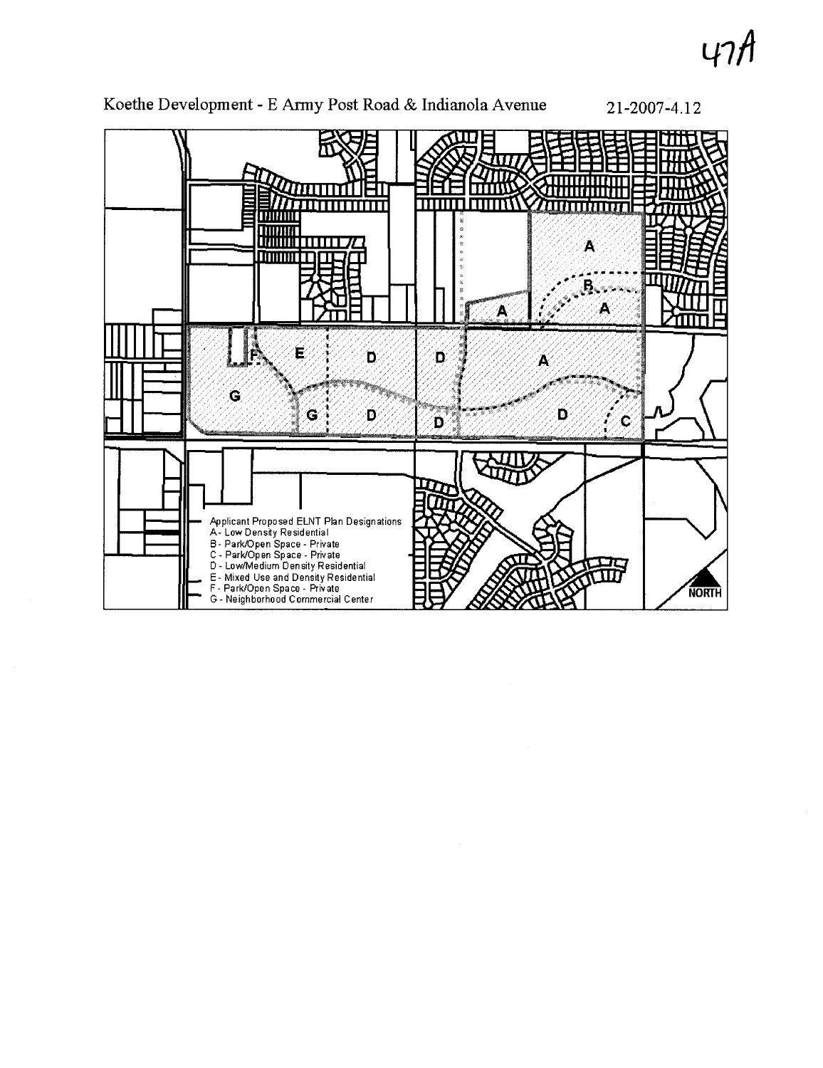47A

Koethe Development - E Army Post Road & Indianola Avenue 21-2007-4.12

Applicant Proposed ELNT Plan Designations
- A - Low Density Residential
- B - Park/Open Space - Private
- C - Park/Open Space - Private
- D - Low/Medium Density Residential
- E - Mixed Use and Density Residential
- F - Park/Open Space - Private
- G - Neighborhood Commercial Center

NORTH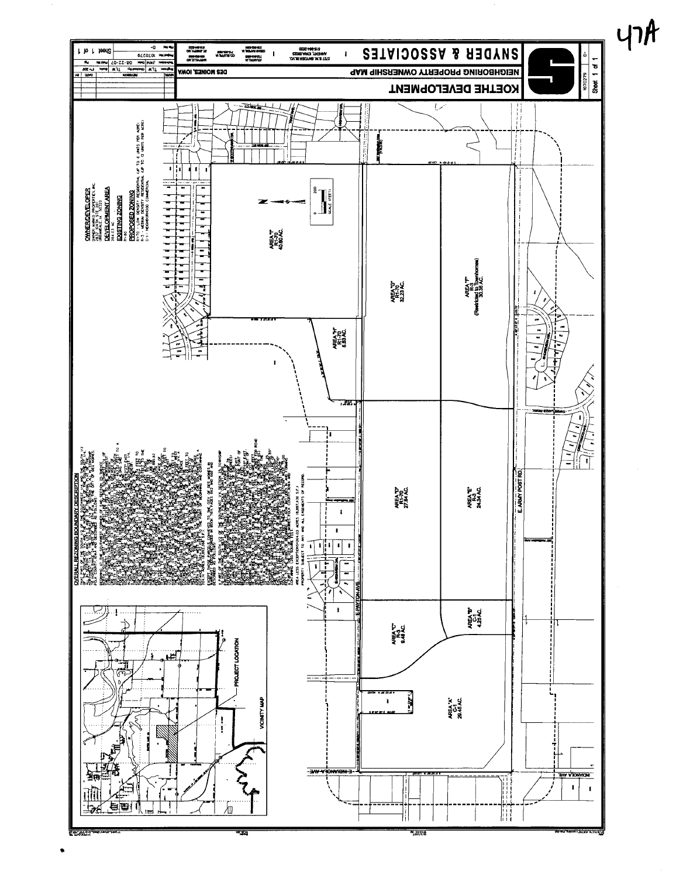47A

# KOETHE DEVELOPMENT

## NEIGHBORING PROPERTY OWNERSHIP MAP

DES MOINES, IOWA

**SNYDER & ASSOCIATES**

2727 S.W. SNYDER BLVD.
ANKENY, IOWA 50023

Project No. 1070279

Sheet 1 of 1

**OWNER/DEVELOPER**

**DEVELOPMENT AREA**

214.03 AC.

**EXISTING ZONING**

R1-80

**PROPOSED ZONING**

R1-70 - LOW DENSITY RESIDENTIAL (UP TO 6 UNITS PER ACRE)
R-3 - MEDIUM DENSITY RESIDENTIAL (UP TO 12 UNITS PER ACRE)
C-1 - NEIGHBORHOOD COMMERCIAL

**OVERALL REZONING BOUNDARY DESCRIPTION**

AREA "A" C-1 29.45 AC.

AREA "B" C-1 4.20 AC.

AREA "C" R-3 9.48 AC.

AREA "D" R1-70 27.84 AC.

AREA "E" R-3 24.34 AC.

AREA "F" R-3 (Restricted to Townhomes) 35.38 AC.

AREA "G" R1-70 32.23 AC.

AREA "H" R1-70 5.93 AC.

AREA "I" R1-70 40.80 AC.

E. ARMY POST RD.

E. PAYTON AVE.

E. INDIANOLA AVE.

VICINITY MAP

PROJECT LOCATION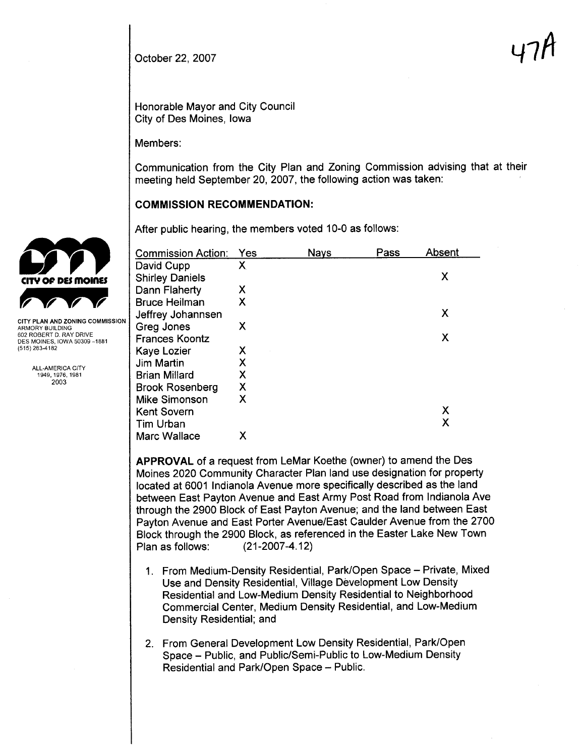October 22, 2007

47A

Honorable Mayor and City Council
City of Des Moines, Iowa

Members:

Communication from the City Plan and Zoning Commission advising that at their meeting held September 20, 2007, the following action was taken:

CITY PLAN AND ZONING COMMISSION
ARMORY BUILDING
602 ROBERT D. RAY DRIVE
DES MOINES, IOWA 50309-1881
(515) 283-4182

ALL-AMERICA CITY
1949, 1976, 1981
2003

## COMMISSION RECOMMENDATION:

After public hearing, the members voted 10-0 as follows:

| Commission Action: | Yes | Nays | Pass | Absent |
|---|---|---|---|---|
| David Cupp | X | | | |
| Shirley Daniels | | | | X |
| Dann Flaherty | X | | | |
| Bruce Heilman | X | | | |
| Jeffrey Johannsen | | | | X |
| Greg Jones | X | | | |
| Frances Koontz | | | | X |
| Kaye Lozier | X | | | |
| Jim Martin | X | | | |
| Brian Millard | X | | | |
| Brook Rosenberg | X | | | |
| Mike Simonson | X | | | |
| Kent Sovern | | | | X |
| Tim Urban | | | | X |
| Marc Wallace | X | | | |

**APPROVAL** of a request from LeMar Koethe (owner) to amend the Des Moines 2020 Community Character Plan land use designation for property located at 6001 Indianola Avenue more specifically described as the land between East Payton Avenue and East Army Post Road from Indianola Ave through the 2900 Block of East Payton Avenue; and the land between East Payton Avenue and East Porter Avenue/East Caulder Avenue from the 2700 Block through the 2900 Block, as referenced in the Easter Lake New Town Plan as follows: (21-2007-4.12)

1. From Medium-Density Residential, Park/Open Space – Private, Mixed Use and Density Residential, Village Development Low Density Residential and Low-Medium Density Residential to Neighborhood Commercial Center, Medium Density Residential, and Low-Medium Density Residential; and

2. From General Development Low Density Residential, Park/Open Space – Public, and Public/Semi-Public to Low-Medium Density Residential and Park/Open Space – Public.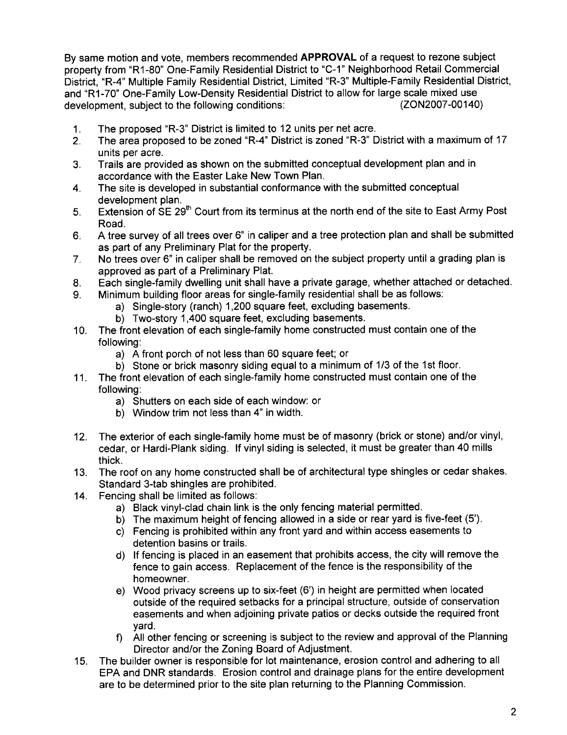By same motion and vote, members recommended **APPROVAL** of a request to rezone subject property from "R1-80" One-Family Residential District to "C-1" Neighborhood Retail Commercial District, "R-4" Multiple Family Residential District, Limited "R-3" Multiple-Family Residential District, and "R1-70" One-Family Low-Density Residential District to allow for large scale mixed use development, subject to the following conditions: (ZON2007-00140)

1. The proposed "R-3" District is limited to 12 units per net acre.
2. The area proposed to be zoned "R-4" District is zoned "R-3" District with a maximum of 17 units per acre.
3. Trails are provided as shown on the submitted conceptual development plan and in accordance with the Easter Lake New Town Plan.
4. The site is developed in substantial conformance with the submitted conceptual development plan.
5. Extension of SE 29th Court from its terminus at the north end of the site to East Army Post Road.
6. A tree survey of all trees over 6" in caliper and a tree protection plan and shall be submitted as part of any Preliminary Plat for the property.
7. No trees over 6" in caliper shall be removed on the subject property until a grading plan is approved as part of a Preliminary Plat.
8. Each single-family dwelling unit shall have a private garage, whether attached or detached.
9. Minimum building floor areas for single-family residential shall be as follows:
   a) Single-story (ranch) 1,200 square feet, excluding basements.
   b) Two-story 1,400 square feet, excluding basements.
10. The front elevation of each single-family home constructed must contain one of the following:
    a) A front porch of not less than 60 square feet; or
    b) Stone or brick masonry siding equal to a minimum of 1/3 of the 1st floor.
11. The front elevation of each single-family home constructed must contain one of the following:
    a) Shutters on each side of each window: or
    b) Window trim not less than 4" in width.
12. The exterior of each single-family home must be of masonry (brick or stone) and/or vinyl, cedar, or Hardi-Plank siding. If vinyl siding is selected, it must be greater than 40 mills thick.
13. The roof on any home constructed shall be of architectural type shingles or cedar shakes. Standard 3-tab shingles are prohibited.
14. Fencing shall be limited as follows:
    a) Black vinyl-clad chain link is the only fencing material permitted.
    b) The maximum height of fencing allowed in a side or rear yard is five-feet (5').
    c) Fencing is prohibited within any front yard and within access easements to detention basins or trails.
    d) If fencing is placed in an easement that prohibits access, the city will remove the fence to gain access. Replacement of the fence is the responsibility of the homeowner.
    e) Wood privacy screens up to six-feet (6') in height are permitted when located outside of the required setbacks for a principal structure, outside of conservation easements and when adjoining private patios or decks outside the required front yard.
    f) All other fencing or screening is subject to the review and approval of the Planning Director and/or the Zoning Board of Adjustment.
15. The builder owner is responsible for lot maintenance, erosion control and adhering to all EPA and DNR standards. Erosion control and drainage plans for the entire development are to be determined prior to the site plan returning to the Planning Commission.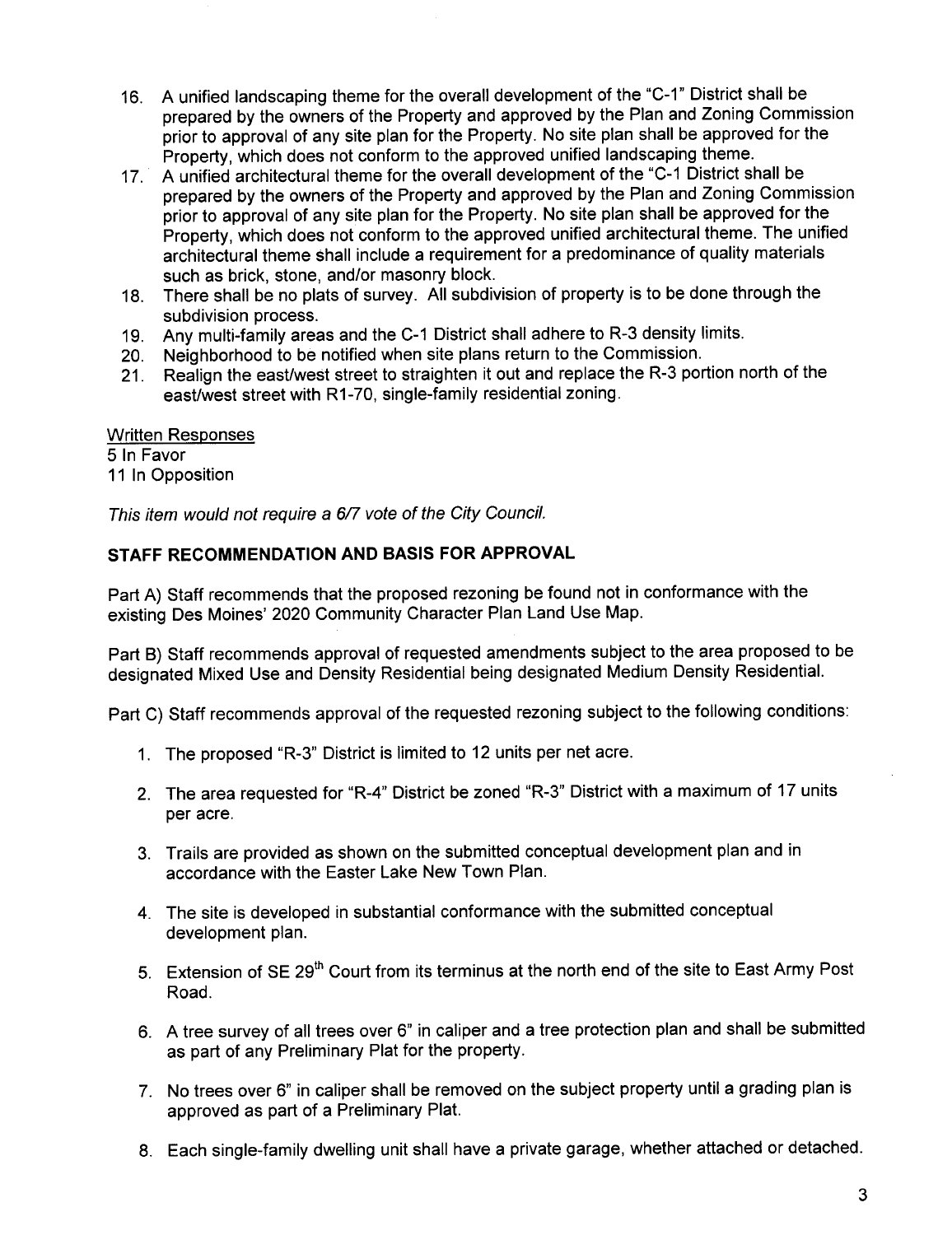16. A unified landscaping theme for the overall development of the "C-1" District shall be prepared by the owners of the Property and approved by the Plan and Zoning Commission prior to approval of any site plan for the Property. No site plan shall be approved for the Property, which does not conform to the approved unified landscaping theme.
17. A unified architectural theme for the overall development of the "C-1 District shall be prepared by the owners of the Property and approved by the Plan and Zoning Commission prior to approval of any site plan for the Property. No site plan shall be approved for the Property, which does not conform to the approved unified architectural theme. The unified architectural theme shall include a requirement for a predominance of quality materials such as brick, stone, and/or masonry block.
18. There shall be no plats of survey. All subdivision of property is to be done through the subdivision process.
19. Any multi-family areas and the C-1 District shall adhere to R-3 density limits.
20. Neighborhood to be notified when site plans return to the Commission.
21. Realign the east/west street to straighten it out and replace the R-3 portion north of the east/west street with R1-70, single-family residential zoning.

Written Responses
5 In Favor
11 In Opposition

*This item would not require a 6/7 vote of the City Council.*

## STAFF RECOMMENDATION AND BASIS FOR APPROVAL

Part A) Staff recommends that the proposed rezoning be found not in conformance with the existing Des Moines' 2020 Community Character Plan Land Use Map.

Part B) Staff recommends approval of requested amendments subject to the area proposed to be designated Mixed Use and Density Residential being designated Medium Density Residential.

Part C) Staff recommends approval of the requested rezoning subject to the following conditions:

1. The proposed "R-3" District is limited to 12 units per net acre.
2. The area requested for "R-4" District be zoned "R-3" District with a maximum of 17 units per acre.
3. Trails are provided as shown on the submitted conceptual development plan and in accordance with the Easter Lake New Town Plan.
4. The site is developed in substantial conformance with the submitted conceptual development plan.
5. Extension of SE 29th Court from its terminus at the north end of the site to East Army Post Road.
6. A tree survey of all trees over 6" in caliper and a tree protection plan and shall be submitted as part of any Preliminary Plat for the property.
7. No trees over 6" in caliper shall be removed on the subject property until a grading plan is approved as part of a Preliminary Plat.
8. Each single-family dwelling unit shall have a private garage, whether attached or detached.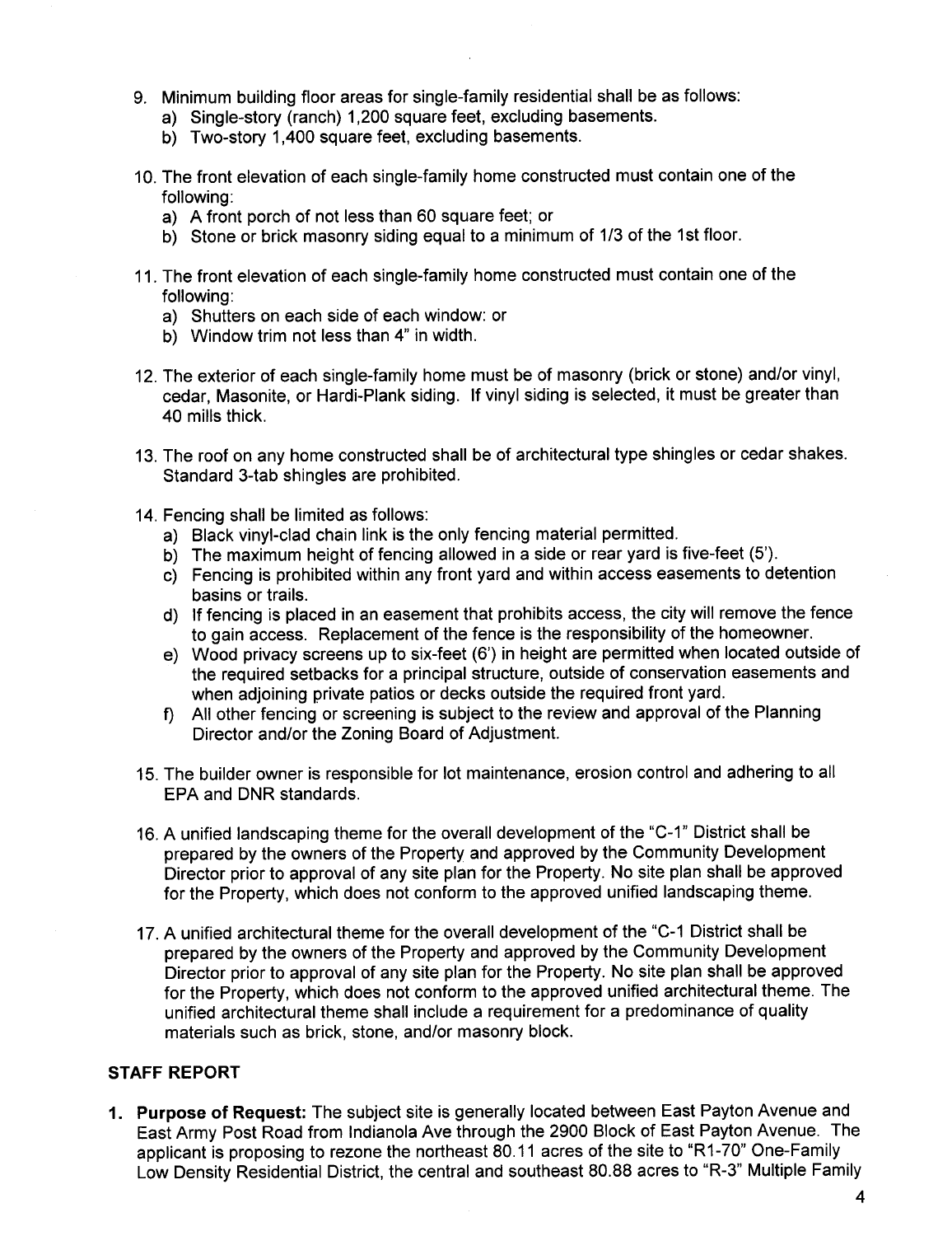9. Minimum building floor areas for single-family residential shall be as follows:
   a) Single-story (ranch) 1,200 square feet, excluding basements.
   b) Two-story 1,400 square feet, excluding basements.

10. The front elevation of each single-family home constructed must contain one of the following:
    a) A front porch of not less than 60 square feet; or
    b) Stone or brick masonry siding equal to a minimum of 1/3 of the 1st floor.

11. The front elevation of each single-family home constructed must contain one of the following:
    a) Shutters on each side of each window: or
    b) Window trim not less than 4" in width.

12. The exterior of each single-family home must be of masonry (brick or stone) and/or vinyl, cedar, Masonite, or Hardi-Plank siding. If vinyl siding is selected, it must be greater than 40 mills thick.

13. The roof on any home constructed shall be of architectural type shingles or cedar shakes. Standard 3-tab shingles are prohibited.

14. Fencing shall be limited as follows:
    a) Black vinyl-clad chain link is the only fencing material permitted.
    b) The maximum height of fencing allowed in a side or rear yard is five-feet (5').
    c) Fencing is prohibited within any front yard and within access easements to detention basins or trails.
    d) If fencing is placed in an easement that prohibits access, the city will remove the fence to gain access. Replacement of the fence is the responsibility of the homeowner.
    e) Wood privacy screens up to six-feet (6') in height are permitted when located outside of the required setbacks for a principal structure, outside of conservation easements and when adjoining private patios or decks outside the required front yard.
    f) All other fencing or screening is subject to the review and approval of the Planning Director and/or the Zoning Board of Adjustment.

15. The builder owner is responsible for lot maintenance, erosion control and adhering to all EPA and DNR standards.

16. A unified landscaping theme for the overall development of the "C-1" District shall be prepared by the owners of the Property and approved by the Community Development Director prior to approval of any site plan for the Property. No site plan shall be approved for the Property, which does not conform to the approved unified landscaping theme.

17. A unified architectural theme for the overall development of the "C-1 District shall be prepared by the owners of the Property and approved by the Community Development Director prior to approval of any site plan for the Property. No site plan shall be approved for the Property, which does not conform to the approved unified architectural theme. The unified architectural theme shall include a requirement for a predominance of quality materials such as brick, stone, and/or masonry block.

## STAFF REPORT

1. **Purpose of Request:** The subject site is generally located between East Payton Avenue and East Army Post Road from Indianola Ave through the 2900 Block of East Payton Avenue. The applicant is proposing to rezone the northeast 80.11 acres of the site to "R1-70" One-Family Low Density Residential District, the central and southeast 80.88 acres to "R-3" Multiple Family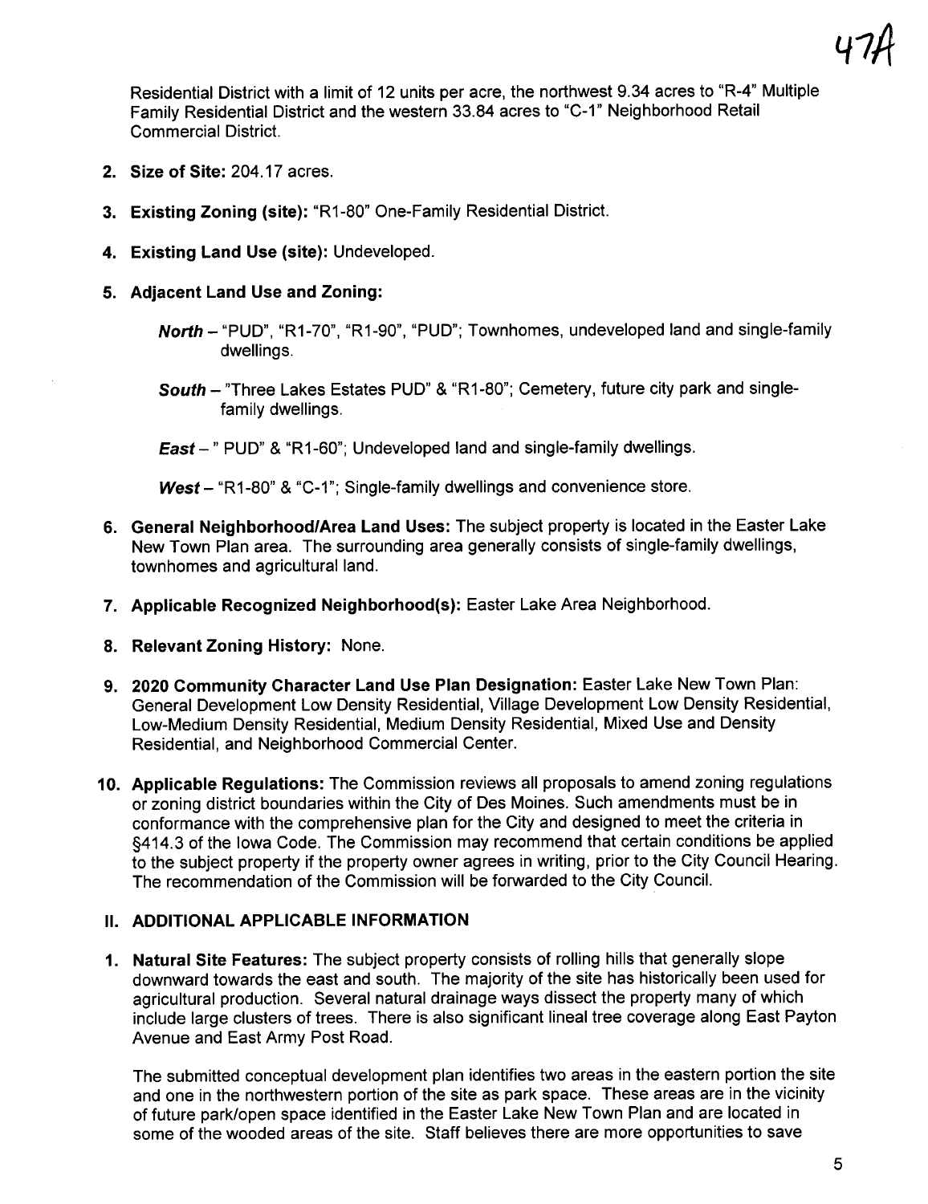Residential District with a limit of 12 units per acre, the northwest 9.34 acres to "R-4" Multiple Family Residential District and the western 33.84 acres to "C-1" Neighborhood Retail Commercial District.

2. **Size of Site:** 204.17 acres.

3. **Existing Zoning (site):** "R1-80" One-Family Residential District.

4. **Existing Land Use (site):** Undeveloped.

5. **Adjacent Land Use and Zoning:**

   ***North*** – "PUD", "R1-70", "R1-90", "PUD"; Townhomes, undeveloped land and single-family dwellings.

   ***South*** – "Three Lakes Estates PUD" & "R1-80"; Cemetery, future city park and single-family dwellings.

   ***East*** – " PUD" & "R1-60"; Undeveloped land and single-family dwellings.

   ***West*** – "R1-80" & "C-1"; Single-family dwellings and convenience store.

6. **General Neighborhood/Area Land Uses:** The subject property is located in the Easter Lake New Town Plan area. The surrounding area generally consists of single-family dwellings, townhomes and agricultural land.

7. **Applicable Recognized Neighborhood(s):** Easter Lake Area Neighborhood.

8. **Relevant Zoning History:** None.

9. **2020 Community Character Land Use Plan Designation:** Easter Lake New Town Plan: General Development Low Density Residential, Village Development Low Density Residential, Low-Medium Density Residential, Medium Density Residential, Mixed Use and Density Residential, and Neighborhood Commercial Center.

10. **Applicable Regulations:** The Commission reviews all proposals to amend zoning regulations or zoning district boundaries within the City of Des Moines. Such amendments must be in conformance with the comprehensive plan for the City and designed to meet the criteria in §414.3 of the Iowa Code. The Commission may recommend that certain conditions be applied to the subject property if the property owner agrees in writing, prior to the City Council Hearing. The recommendation of the Commission will be forwarded to the City Council.

## II. ADDITIONAL APPLICABLE INFORMATION

1. **Natural Site Features:** The subject property consists of rolling hills that generally slope downward towards the east and south. The majority of the site has historically been used for agricultural production. Several natural drainage ways dissect the property many of which include large clusters of trees. There is also significant lineal tree coverage along East Payton Avenue and East Army Post Road.

   The submitted conceptual development plan identifies two areas in the eastern portion the site and one in the northwestern portion of the site as park space. These areas are in the vicinity of future park/open space identified in the Easter Lake New Town Plan and are located in some of the wooded areas of the site. Staff believes there are more opportunities to save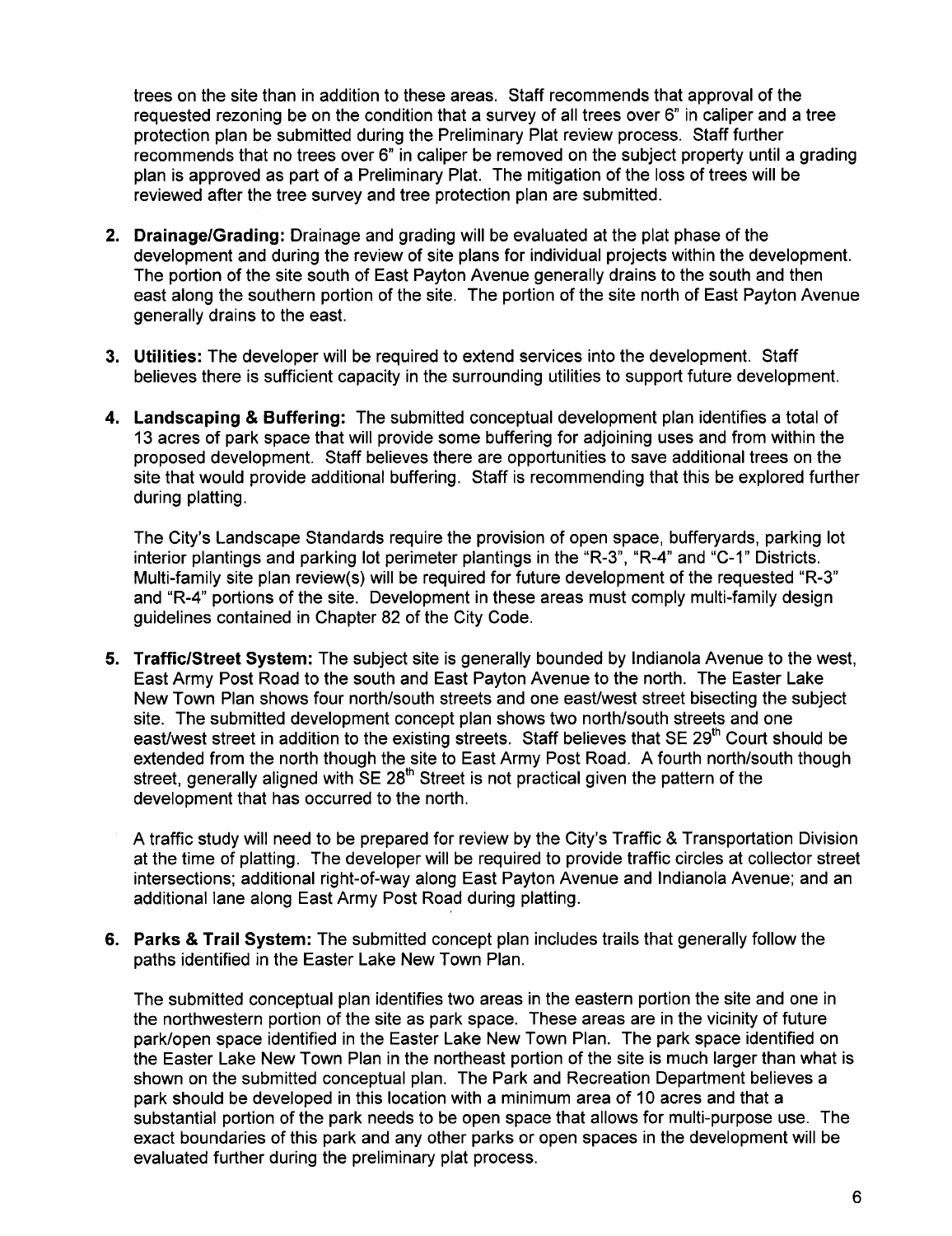trees on the site than in addition to these areas. Staff recommends that approval of the requested rezoning be on the condition that a survey of all trees over 6" in caliper and a tree protection plan be submitted during the Preliminary Plat review process. Staff further recommends that no trees over 6" in caliper be removed on the subject property until a grading plan is approved as part of a Preliminary Plat. The mitigation of the loss of trees will be reviewed after the tree survey and tree protection plan are submitted.

2. **Drainage/Grading:** Drainage and grading will be evaluated at the plat phase of the development and during the review of site plans for individual projects within the development. The portion of the site south of East Payton Avenue generally drains to the south and then east along the southern portion of the site. The portion of the site north of East Payton Avenue generally drains to the east.

3. **Utilities:** The developer will be required to extend services into the development. Staff believes there is sufficient capacity in the surrounding utilities to support future development.

4. **Landscaping & Buffering:** The submitted conceptual development plan identifies a total of 13 acres of park space that will provide some buffering for adjoining uses and from within the proposed development. Staff believes there are opportunities to save additional trees on the site that would provide additional buffering. Staff is recommending that this be explored further during platting.

   The City's Landscape Standards require the provision of open space, bufferyards, parking lot interior plantings and parking lot perimeter plantings in the "R-3", "R-4" and "C-1" Districts. Multi-family site plan review(s) will be required for future development of the requested "R-3" and "R-4" portions of the site. Development in these areas must comply multi-family design guidelines contained in Chapter 82 of the City Code.

5. **Traffic/Street System:** The subject site is generally bounded by Indianola Avenue to the west, East Army Post Road to the south and East Payton Avenue to the north. The Easter Lake New Town Plan shows four north/south streets and one east/west street bisecting the subject site. The submitted development concept plan shows two north/south streets and one east/west street in addition to the existing streets. Staff believes that SE 29th Court should be extended from the north though the site to East Army Post Road. A fourth north/south though street, generally aligned with SE 28th Street is not practical given the pattern of the development that has occurred to the north.

   A traffic study will need to be prepared for review by the City's Traffic & Transportation Division at the time of platting. The developer will be required to provide traffic circles at collector street intersections; additional right-of-way along East Payton Avenue and Indianola Avenue; and an additional lane along East Army Post Road during platting.

6. **Parks & Trail System:** The submitted concept plan includes trails that generally follow the paths identified in the Easter Lake New Town Plan.

   The submitted conceptual plan identifies two areas in the eastern portion the site and one in the northwestern portion of the site as park space. These areas are in the vicinity of future park/open space identified in the Easter Lake New Town Plan. The park space identified on the Easter Lake New Town Plan in the northeast portion of the site is much larger than what is shown on the submitted conceptual plan. The Park and Recreation Department believes a park should be developed in this location with a minimum area of 10 acres and that a substantial portion of the park needs to be open space that allows for multi-purpose use. The exact boundaries of this park and any other parks or open spaces in the development will be evaluated further during the preliminary plat process.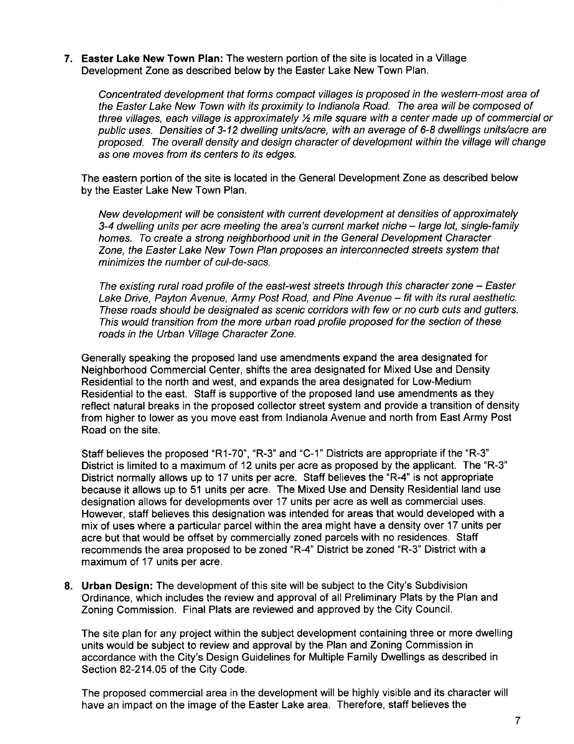7. **Easter Lake New Town Plan:** The western portion of the site is located in a Village Development Zone as described below by the Easter Lake New Town Plan.

   *Concentrated development that forms compact villages is proposed in the western-most area of the Easter Lake New Town with its proximity to Indianola Road. The area will be composed of three villages, each village is approximately ½ mile square with a center made up of commercial or public uses. Densities of 3-12 dwelling units/acre, with an average of 6-8 dwellings units/acre are proposed. The overall density and design character of development within the village will change as one moves from its centers to its edges.*

   The eastern portion of the site is located in the General Development Zone as described below by the Easter Lake New Town Plan.

   *New development will be consistent with current development at densities of approximately 3-4 dwelling units per acre meeting the area's current market niche – large lot, single-family homes. To create a strong neighborhood unit in the General Development Character Zone, the Easter Lake New Town Plan proposes an interconnected streets system that minimizes the number of cul-de-sacs.*

   *The existing rural road profile of the east-west streets through this character zone – Easter Lake Drive, Payton Avenue, Army Post Road, and Pine Avenue – fit with its rural aesthetic. These roads should be designated as scenic corridors with few or no curb cuts and gutters. This would transition from the more urban road profile proposed for the section of these roads in the Urban Village Character Zone.*

   Generally speaking the proposed land use amendments expand the area designated for Neighborhood Commercial Center, shifts the area designated for Mixed Use and Density Residential to the north and west, and expands the area designated for Low-Medium Residential to the east. Staff is supportive of the proposed land use amendments as they reflect natural breaks in the proposed collector street system and provide a transition of density from higher to lower as you move east from Indianola Avenue and north from East Army Post Road on the site.

   Staff believes the proposed "R1-70", "R-3" and "C-1" Districts are appropriate if the "R-3" District is limited to a maximum of 12 units per acre as proposed by the applicant. The "R-3" District normally allows up to 17 units per acre. Staff believes the "R-4" is not appropriate because it allows up to 51 units per acre. The Mixed Use and Density Residential land use designation allows for developments over 17 units per acre as well as commercial uses. However, staff believes this designation was intended for areas that would developed with a mix of uses where a particular parcel within the area might have a density over 17 units per acre but that would be offset by commercially zoned parcels with no residences. Staff recommends the area proposed to be zoned "R-4" District be zoned "R-3" District with a maximum of 17 units per acre.

8. **Urban Design:** The development of this site will be subject to the City's Subdivision Ordinance, which includes the review and approval of all Preliminary Plats by the Plan and Zoning Commission. Final Plats are reviewed and approved by the City Council.

   The site plan for any project within the subject development containing three or more dwelling units would be subject to review and approval by the Plan and Zoning Commission in accordance with the City's Design Guidelines for Multiple Family Dwellings as described in Section 82-214.05 of the City Code.

   The proposed commercial area in the development will be highly visible and its character will have an impact on the image of the Easter Lake area. Therefore, staff believes the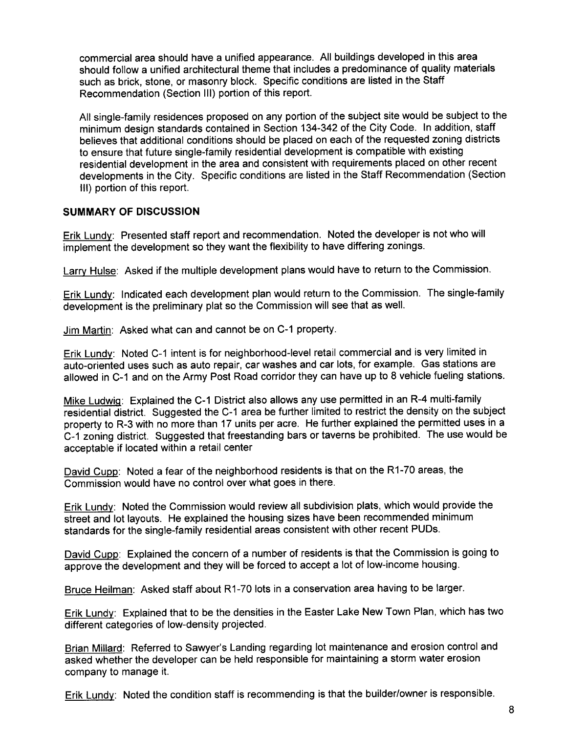commercial area should have a unified appearance. All buildings developed in this area should follow a unified architectural theme that includes a predominance of quality materials such as brick, stone, or masonry block. Specific conditions are listed in the Staff Recommendation (Section III) portion of this report.

All single-family residences proposed on any portion of the subject site would be subject to the minimum design standards contained in Section 134-342 of the City Code. In addition, staff believes that additional conditions should be placed on each of the requested zoning districts to ensure that future single-family residential development is compatible with existing residential development in the area and consistent with requirements placed on other recent developments in the City. Specific conditions are listed in the Staff Recommendation (Section III) portion of this report.

### SUMMARY OF DISCUSSION

Erik Lundy: Presented staff report and recommendation. Noted the developer is not who will implement the development so they want the flexibility to have differing zonings.

Larry Hulse: Asked if the multiple development plans would have to return to the Commission.

Erik Lundy: Indicated each development plan would return to the Commission. The single-family development is the preliminary plat so the Commission will see that as well.

Jim Martin: Asked what can and cannot be on C-1 property.

Erik Lundy: Noted C-1 intent is for neighborhood-level retail commercial and is very limited in auto-oriented uses such as auto repair, car washes and car lots, for example. Gas stations are allowed in C-1 and on the Army Post Road corridor they can have up to 8 vehicle fueling stations.

Mike Ludwig: Explained the C-1 District also allows any use permitted in an R-4 multi-family residential district. Suggested the C-1 area be further limited to restrict the density on the subject property to R-3 with no more than 17 units per acre. He further explained the permitted uses in a C-1 zoning district. Suggested that freestanding bars or taverns be prohibited. The use would be acceptable if located within a retail center

David Cupp: Noted a fear of the neighborhood residents is that on the R1-70 areas, the Commission would have no control over what goes in there.

Erik Lundy: Noted the Commission would review all subdivision plats, which would provide the street and lot layouts. He explained the housing sizes have been recommended minimum standards for the single-family residential areas consistent with other recent PUDs.

David Cupp: Explained the concern of a number of residents is that the Commission is going to approve the development and they will be forced to accept a lot of low-income housing.

Bruce Heilman: Asked staff about R1-70 lots in a conservation area having to be larger.

Erik Lundy: Explained that to be the densities in the Easter Lake New Town Plan, which has two different categories of low-density projected.

Brian Millard: Referred to Sawyer's Landing regarding lot maintenance and erosion control and asked whether the developer can be held responsible for maintaining a storm water erosion company to manage it.

Erik Lundy: Noted the condition staff is recommending is that the builder/owner is responsible.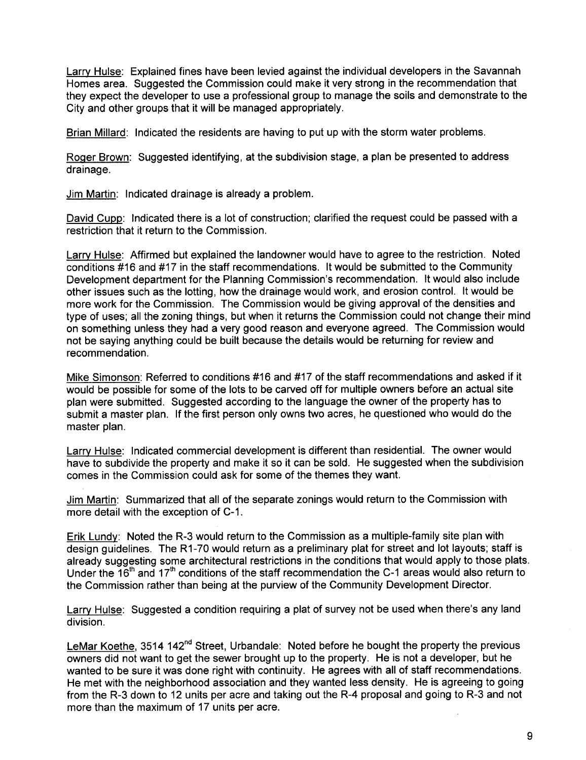Larry Hulse: Explained fines have been levied against the individual developers in the Savannah Homes area. Suggested the Commission could make it very strong in the recommendation that they expect the developer to use a professional group to manage the soils and demonstrate to the City and other groups that it will be managed appropriately.

Brian Millard: Indicated the residents are having to put up with the storm water problems.

Roger Brown: Suggested identifying, at the subdivision stage, a plan be presented to address drainage.

Jim Martin: Indicated drainage is already a problem.

David Cupp: Indicated there is a lot of construction; clarified the request could be passed with a restriction that it return to the Commission.

Larry Hulse: Affirmed but explained the landowner would have to agree to the restriction. Noted conditions #16 and #17 in the staff recommendations. It would be submitted to the Community Development department for the Planning Commission's recommendation. It would also include other issues such as the lotting, how the drainage would work, and erosion control. It would be more work for the Commission. The Commission would be giving approval of the densities and type of uses; all the zoning things, but when it returns the Commission could not change their mind on something unless they had a very good reason and everyone agreed. The Commission would not be saying anything could be built because the details would be returning for review and recommendation.

Mike Simonson: Referred to conditions #16 and #17 of the staff recommendations and asked if it would be possible for some of the lots to be carved off for multiple owners before an actual site plan were submitted. Suggested according to the language the owner of the property has to submit a master plan. If the first person only owns two acres, he questioned who would do the master plan.

Larry Hulse: Indicated commercial development is different than residential. The owner would have to subdivide the property and make it so it can be sold. He suggested when the subdivision comes in the Commission could ask for some of the themes they want.

Jim Martin: Summarized that all of the separate zonings would return to the Commission with more detail with the exception of C-1.

Erik Lundy: Noted the R-3 would return to the Commission as a multiple-family site plan with design guidelines. The R1-70 would return as a preliminary plat for street and lot layouts; staff is already suggesting some architectural restrictions in the conditions that would apply to those plats. Under the 16th and 17th conditions of the staff recommendation the C-1 areas would also return to the Commission rather than being at the purview of the Community Development Director.

Larry Hulse: Suggested a condition requiring a plat of survey not be used when there's any land division.

LeMar Koethe, 3514 142nd Street, Urbandale: Noted before he bought the property the previous owners did not want to get the sewer brought up to the property. He is not a developer, but he wanted to be sure it was done right with continuity. He agrees with all of staff recommendations. He met with the neighborhood association and they wanted less density. He is agreeing to going from the R-3 down to 12 units per acre and taking out the R-4 proposal and going to R-3 and not more than the maximum of 17 units per acre.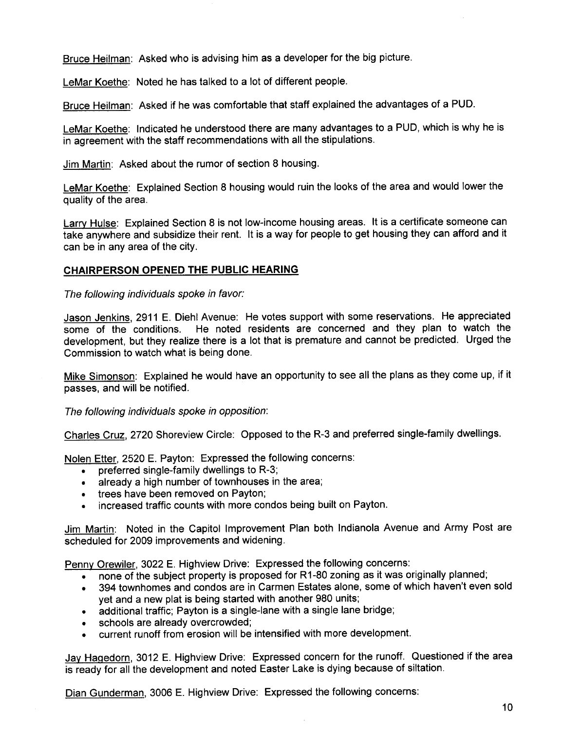Bruce Heilman: Asked who is advising him as a developer for the big picture.

LeMar Koethe: Noted he has talked to a lot of different people.

Bruce Heilman: Asked if he was comfortable that staff explained the advantages of a PUD.

LeMar Koethe: Indicated he understood there are many advantages to a PUD, which is why he is in agreement with the staff recommendations with all the stipulations.

Jim Martin: Asked about the rumor of section 8 housing.

LeMar Koethe: Explained Section 8 housing would ruin the looks of the area and would lower the quality of the area.

Larry Hulse: Explained Section 8 is not low-income housing areas. It is a certificate someone can take anywhere and subsidize their rent. It is a way for people to get housing they can afford and it can be in any area of the city.

**CHAIRPERSON OPENED THE PUBLIC HEARING**

*The following individuals spoke in favor:*

Jason Jenkins, 2911 E. Diehl Avenue: He votes support with some reservations. He appreciated some of the conditions. He noted residents are concerned and they plan to watch the development, but they realize there is a lot that is premature and cannot be predicted. Urged the Commission to watch what is being done.

Mike Simonson: Explained he would have an opportunity to see all the plans as they come up, if it passes, and will be notified.

*The following individuals spoke in opposition:*

Charles Cruz, 2720 Shoreview Circle: Opposed to the R-3 and preferred single-family dwellings.

Nolen Etter, 2520 E. Payton: Expressed the following concerns:

- preferred single-family dwellings to R-3;
- already a high number of townhouses in the area;
- trees have been removed on Payton;
- increased traffic counts with more condos being built on Payton.

Jim Martin: Noted in the Capitol Improvement Plan both Indianola Avenue and Army Post are scheduled for 2009 improvements and widening.

Penny Orewiler, 3022 E. Highview Drive: Expressed the following concerns:

- none of the subject property is proposed for R1-80 zoning as it was originally planned;
- 394 townhomes and condos are in Carmen Estates alone, some of which haven't even sold yet and a new plat is being started with another 980 units;
- additional traffic; Payton is a single-lane with a single lane bridge;
- schools are already overcrowded;
- current runoff from erosion will be intensified with more development.

Jay Hagedorn, 3012 E. Highview Drive: Expressed concern for the runoff. Questioned if the area is ready for all the development and noted Easter Lake is dying because of siltation.

Dian Gunderman, 3006 E. Highview Drive: Expressed the following concerns: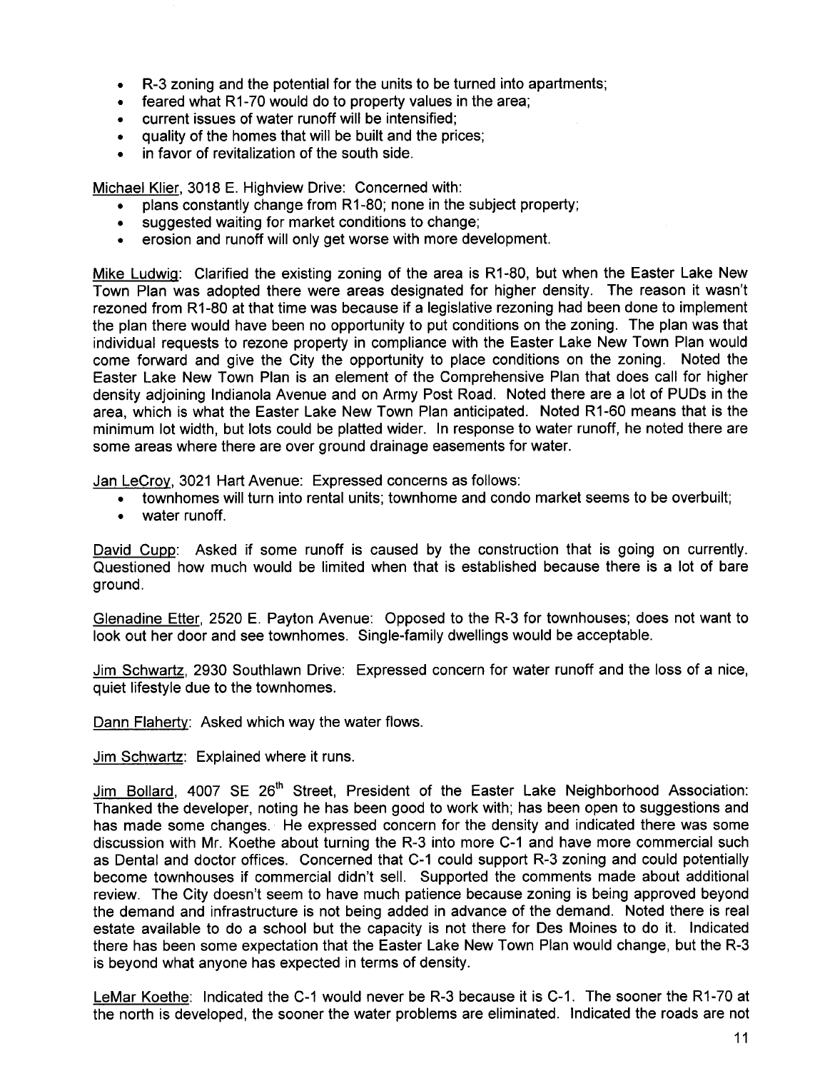- R-3 zoning and the potential for the units to be turned into apartments;
- feared what R1-70 would do to property values in the area;
- current issues of water runoff will be intensified;
- quality of the homes that will be built and the prices;
- in favor of revitalization of the south side.

Michael Klier, 3018 E. Highview Drive: Concerned with:

- plans constantly change from R1-80; none in the subject property;
- suggested waiting for market conditions to change;
- erosion and runoff will only get worse with more development.

Mike Ludwig: Clarified the existing zoning of the area is R1-80, but when the Easter Lake New Town Plan was adopted there were areas designated for higher density. The reason it wasn't rezoned from R1-80 at that time was because if a legislative rezoning had been done to implement the plan there would have been no opportunity to put conditions on the zoning. The plan was that individual requests to rezone property in compliance with the Easter Lake New Town Plan would come forward and give the City the opportunity to place conditions on the zoning. Noted the Easter Lake New Town Plan is an element of the Comprehensive Plan that does call for higher density adjoining Indianola Avenue and on Army Post Road. Noted there are a lot of PUDs in the area, which is what the Easter Lake New Town Plan anticipated. Noted R1-60 means that is the minimum lot width, but lots could be platted wider. In response to water runoff, he noted there are some areas where there are over ground drainage easements for water.

Jan LeCroy, 3021 Hart Avenue: Expressed concerns as follows:

- townhomes will turn into rental units; townhome and condo market seems to be overbuilt;
- water runoff.

David Cupp: Asked if some runoff is caused by the construction that is going on currently. Questioned how much would be limited when that is established because there is a lot of bare ground.

Glenadine Etter, 2520 E. Payton Avenue: Opposed to the R-3 for townhouses; does not want to look out her door and see townhomes. Single-family dwellings would be acceptable.

Jim Schwartz, 2930 Southlawn Drive: Expressed concern for water runoff and the loss of a nice, quiet lifestyle due to the townhomes.

Dann Flaherty: Asked which way the water flows.

Jim Schwartz: Explained where it runs.

Jim Bollard, 4007 SE 26th Street, President of the Easter Lake Neighborhood Association: Thanked the developer, noting he has been good to work with; has been open to suggestions and has made some changes. He expressed concern for the density and indicated there was some discussion with Mr. Koethe about turning the R-3 into more C-1 and have more commercial such as Dental and doctor offices. Concerned that C-1 could support R-3 zoning and could potentially become townhouses if commercial didn't sell. Supported the comments made about additional review. The City doesn't seem to have much patience because zoning is being approved beyond the demand and infrastructure is not being added in advance of the demand. Noted there is real estate available to do a school but the capacity is not there for Des Moines to do it. Indicated there has been some expectation that the Easter Lake New Town Plan would change, but the R-3 is beyond what anyone has expected in terms of density.

LeMar Koethe: Indicated the C-1 would never be R-3 because it is C-1. The sooner the R1-70 at the north is developed, the sooner the water problems are eliminated. Indicated the roads are not